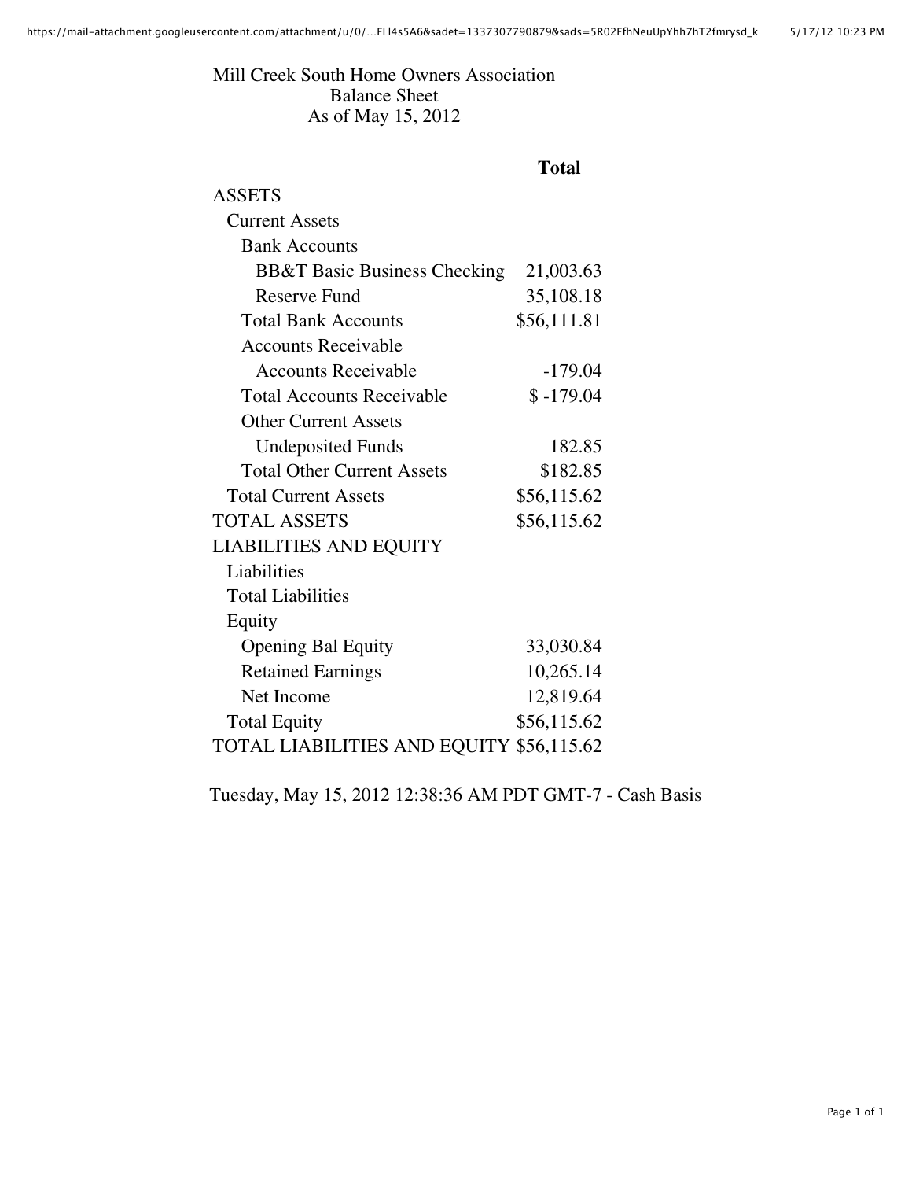# Mill Creek South Home Owners Association

## Balance Sheet

### As of May 15, 2012

| | Total |
|---|---|
| ASSETS | |
| Current Assets | |
| Bank Accounts | |
| BB&T Basic Business Checking | 21,003.63 |
| Reserve Fund | 35,108.18 |
| Total Bank Accounts | $56,111.81 |
| Accounts Receivable | |
| Accounts Receivable | -179.04 |
| Total Accounts Receivable | $ -179.04 |
| Other Current Assets | |
| Undeposited Funds | 182.85 |
| Total Other Current Assets | $182.85 |
| Total Current Assets | $56,115.62 |
| TOTAL ASSETS | $56,115.62 |
| LIABILITIES AND EQUITY | |
| Liabilities | |
| Total Liabilities | |
| Equity | |
| Opening Bal Equity | 33,030.84 |
| Retained Earnings | 10,265.14 |
| Net Income | 12,819.64 |
| Total Equity | $56,115.62 |
| TOTAL LIABILITIES AND EQUITY | $56,115.62 |

Tuesday, May 15, 2012 12:38:36 AM PDT GMT-7 - Cash Basis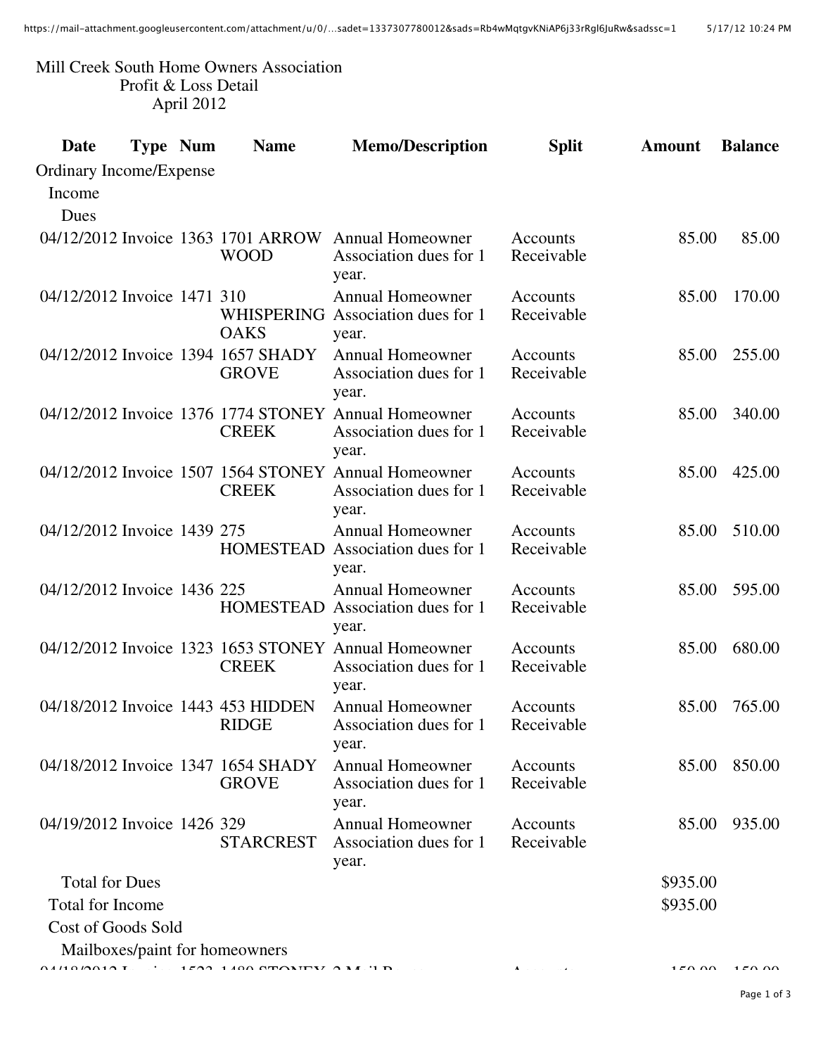Mill Creek South Home Owners Association
Profit & Loss Detail
April 2012

| Date | Type | Num | Name | Memo/Description | Split | Amount | Balance |
|---|---|---|---|---|---|---|---|
| Ordinary Income/Expense | | | | | | | |
| Income | | | | | | | |
| Dues | | | | | | | |
| 04/12/2012 | Invoice | 1363 | 1701 ARROW WOOD | Annual Homeowner Association dues for 1 year. | Accounts Receivable | 85.00 | 85.00 |
| 04/12/2012 | Invoice | 1471 | 310 WHISPERING OAKS | Annual Homeowner Association dues for 1 year. | Accounts Receivable | 85.00 | 170.00 |
| 04/12/2012 | Invoice | 1394 | 1657 SHADY GROVE | Annual Homeowner Association dues for 1 year. | Accounts Receivable | 85.00 | 255.00 |
| 04/12/2012 | Invoice | 1376 | 1774 STONEY CREEK | Annual Homeowner Association dues for 1 year. | Accounts Receivable | 85.00 | 340.00 |
| 04/12/2012 | Invoice | 1507 | 1564 STONEY CREEK | Annual Homeowner Association dues for 1 year. | Accounts Receivable | 85.00 | 425.00 |
| 04/12/2012 | Invoice | 1439 | 275 HOMESTEAD | Annual Homeowner Association dues for 1 year. | Accounts Receivable | 85.00 | 510.00 |
| 04/12/2012 | Invoice | 1436 | 225 HOMESTEAD | Annual Homeowner Association dues for 1 year. | Accounts Receivable | 85.00 | 595.00 |
| 04/12/2012 | Invoice | 1323 | 1653 STONEY CREEK | Annual Homeowner Association dues for 1 year. | Accounts Receivable | 85.00 | 680.00 |
| 04/18/2012 | Invoice | 1443 | 453 HIDDEN RIDGE | Annual Homeowner Association dues for 1 year. | Accounts Receivable | 85.00 | 765.00 |
| 04/18/2012 | Invoice | 1347 | 1654 SHADY GROVE | Annual Homeowner Association dues for 1 year. | Accounts Receivable | 85.00 | 850.00 |
| 04/19/2012 | Invoice | 1426 | 329 STARCREST | Annual Homeowner Association dues for 1 year. | Accounts Receivable | 85.00 | 935.00 |
| Total for Dues | | | | | | $935.00 | |
| Total for Income | | | | | | $935.00 | |
| Cost of Goods Sold | | | | | | | |
| Mailboxes/paint for homeowners | | | | | | | |
| 04/18/2012 | Invoice | 1523 | 1480 STONEY | 2 Mail Boxes | Accounts | 150.00 | 150.00 |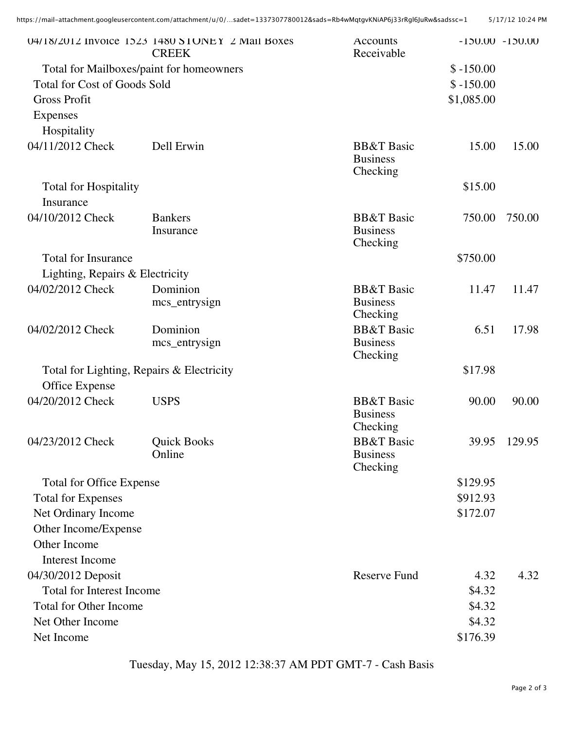| Date / Transaction | Name | Account | Amount | Balance |
|---|---|---|---|---|
| 04/18/2012 Invoice 1523 | 1480 STONEY CREEK 2 Mail Boxes | Accounts Receivable | -150.00 | -150.00 |
| Total for Mailboxes/paint for homeowners | | | $ -150.00 | |
| Total for Cost of Goods Sold | | | $ -150.00 | |
| Gross Profit | | | $1,085.00 | |
| Expenses | | | | |
| Hospitality | | | | |
| 04/11/2012 Check | Dell Erwin | BB&T Basic Business Checking | 15.00 | 15.00 |
| Total for Hospitality | | | $15.00 | |
| Insurance | | | | |
| 04/10/2012 Check | Bankers Insurance | BB&T Basic Business Checking | 750.00 | 750.00 |
| Total for Insurance | | | $750.00 | |
| Lighting, Repairs & Electricity | | | | |
| 04/02/2012 Check | Dominion mcs_entrysign | BB&T Basic Business Checking | 11.47 | 11.47 |
| 04/02/2012 Check | Dominion mcs_entrysign | BB&T Basic Business Checking | 6.51 | 17.98 |
| Total for Lighting, Repairs & Electricity | | | $17.98 | |
| Office Expense | | | | |
| 04/20/2012 Check | USPS | BB&T Basic Business Checking | 90.00 | 90.00 |
| 04/23/2012 Check | Quick Books Online | BB&T Basic Business Checking | 39.95 | 129.95 |
| Total for Office Expense | | | $129.95 | |
| Total for Expenses | | | $912.93 | |
| Net Ordinary Income | | | $172.07 | |
| Other Income/Expense | | | | |
| Other Income | | | | |
| Interest Income | | | | |
| 04/30/2012 Deposit | | Reserve Fund | 4.32 | 4.32 |
| Total for Interest Income | | | $4.32 | |
| Total for Other Income | | | $4.32 | |
| Net Other Income | | | $4.32 | |
| Net Income | | | $176.39 | |

Tuesday, May 15, 2012 12:38:37 AM PDT GMT-7 - Cash Basis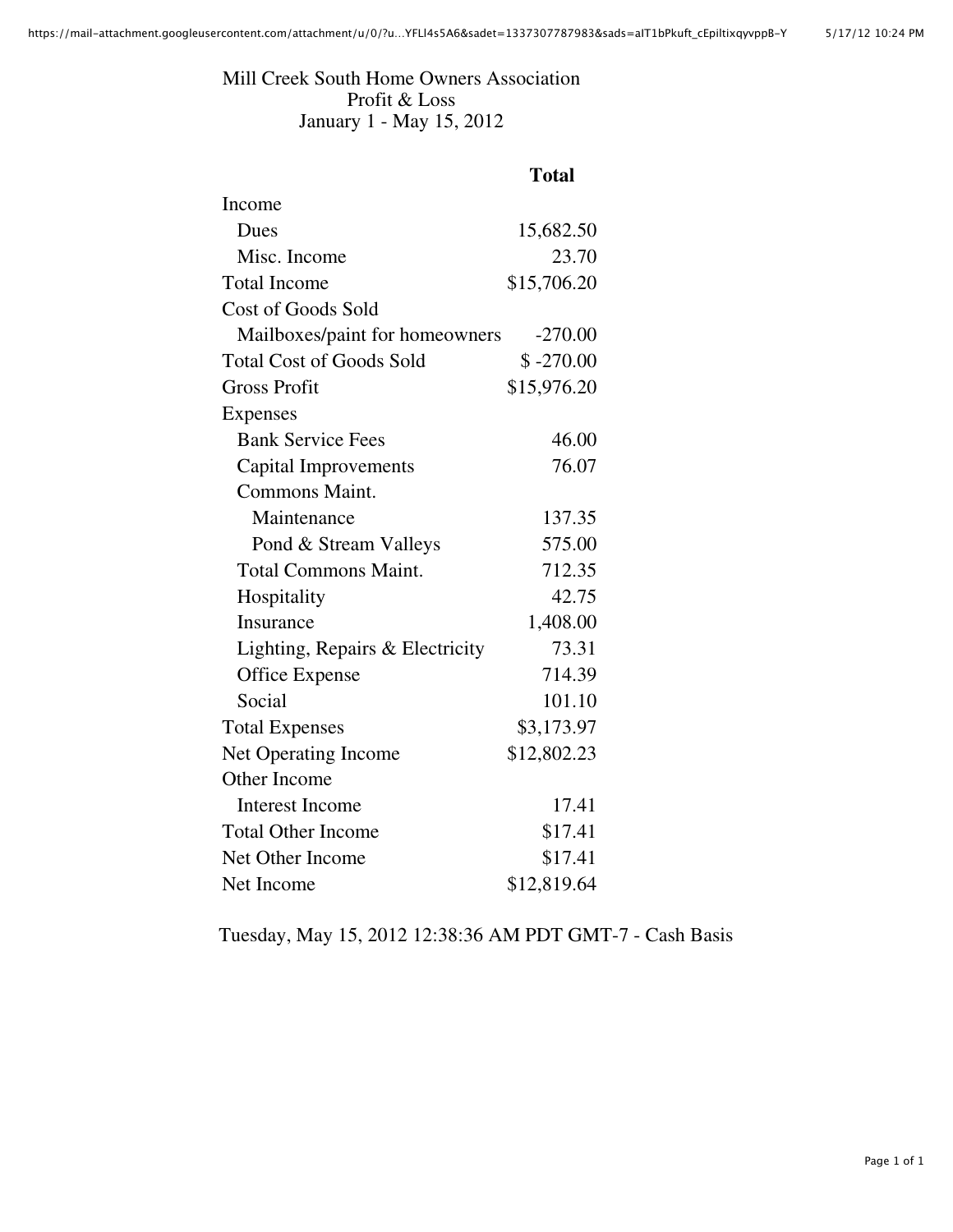Mill Creek South Home Owners Association
Profit & Loss
January 1 - May 15, 2012

| | Total |
| --- | --- |
| Income | |
| Dues | 15,682.50 |
| Misc. Income | 23.70 |
| Total Income | $15,706.20 |
| Cost of Goods Sold | |
| Mailboxes/paint for homeowners | -270.00 |
| Total Cost of Goods Sold | $ -270.00 |
| Gross Profit | $15,976.20 |
| Expenses | |
| Bank Service Fees | 46.00 |
| Capital Improvements | 76.07 |
| Commons Maint. | |
| Maintenance | 137.35 |
| Pond & Stream Valleys | 575.00 |
| Total Commons Maint. | 712.35 |
| Hospitality | 42.75 |
| Insurance | 1,408.00 |
| Lighting, Repairs & Electricity | 73.31 |
| Office Expense | 714.39 |
| Social | 101.10 |
| Total Expenses | $3,173.97 |
| Net Operating Income | $12,802.23 |
| Other Income | |
| Interest Income | 17.41 |
| Total Other Income | $17.41 |
| Net Other Income | $17.41 |
| Net Income | $12,819.64 |

Tuesday, May 15, 2012 12:38:36 AM PDT GMT-7 - Cash Basis